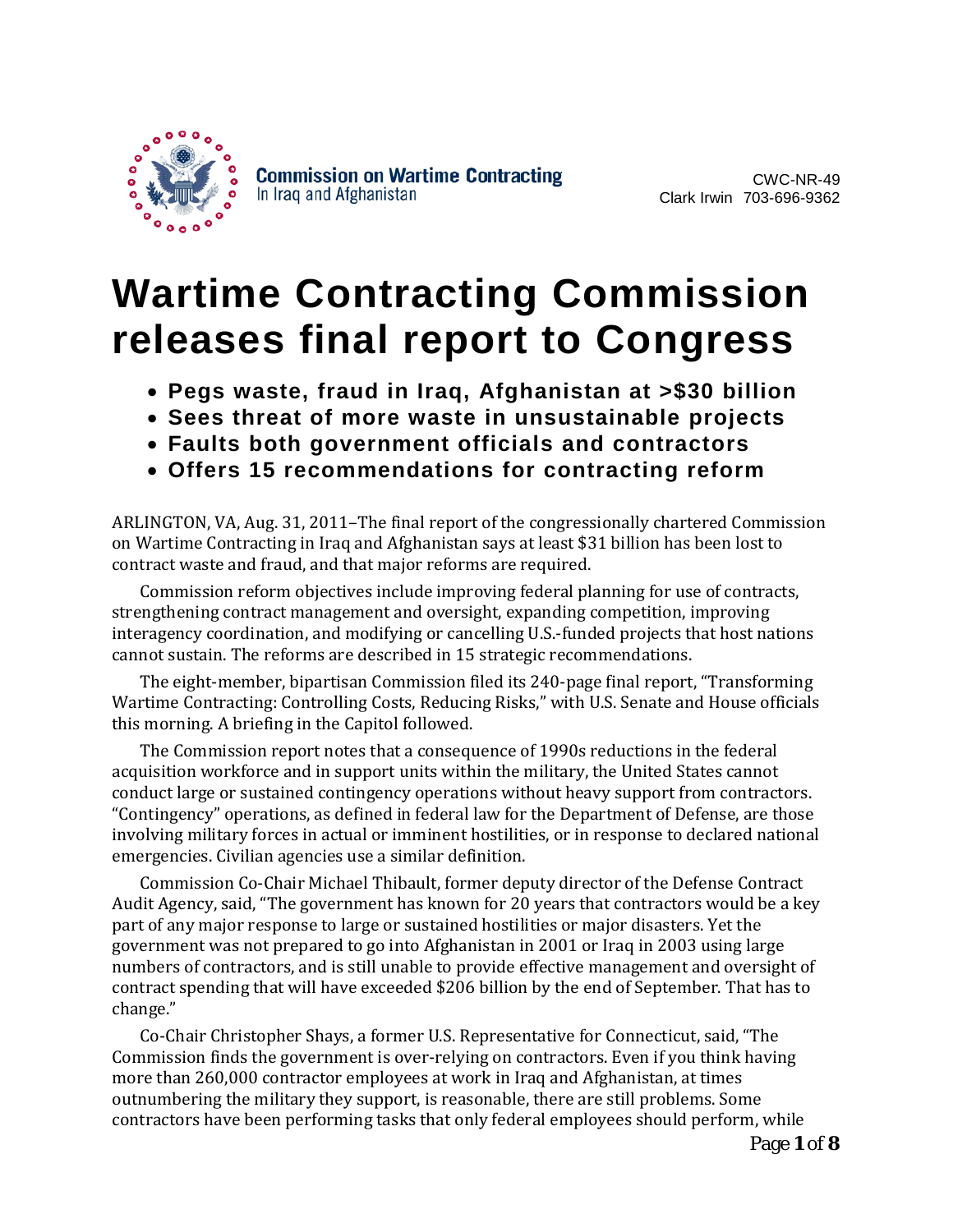**Commission on Wartime Contracting**
In Iraq and Afghanistan

CWC-NR-49
Clark Irwin 703-696-9362

# Wartime Contracting Commission releases final report to Congress

- **Pegs waste, fraud in Iraq, Afghanistan at >$30 billion**
- **Sees threat of more waste in unsustainable projects**
- **Faults both government officials and contractors**
- **Offers 15 recommendations for contracting reform**

ARLINGTON, VA, Aug. 31, 2011–The final report of the congressionally chartered Commission on Wartime Contracting in Iraq and Afghanistan says at least $31 billion has been lost to contract waste and fraud, and that major reforms are required.

Commission reform objectives include improving federal planning for use of contracts, strengthening contract management and oversight, expanding competition, improving interagency coordination, and modifying or cancelling U.S.-funded projects that host nations cannot sustain. The reforms are described in 15 strategic recommendations.

The eight-member, bipartisan Commission filed its 240-page final report, "Transforming Wartime Contracting: Controlling Costs, Reducing Risks," with U.S. Senate and House officials this morning. A briefing in the Capitol followed.

The Commission report notes that a consequence of 1990s reductions in the federal acquisition workforce and in support units within the military, the United States cannot conduct large or sustained contingency operations without heavy support from contractors. "Contingency" operations, as defined in federal law for the Department of Defense, are those involving military forces in actual or imminent hostilities, or in response to declared national emergencies. Civilian agencies use a similar definition.

Commission Co-Chair Michael Thibault, former deputy director of the Defense Contract Audit Agency, said, "The government has known for 20 years that contractors would be a key part of any major response to large or sustained hostilities or major disasters. Yet the government was not prepared to go into Afghanistan in 2001 or Iraq in 2003 using large numbers of contractors, and is still unable to provide effective management and oversight of contract spending that will have exceeded $206 billion by the end of September. That has to change."

Co-Chair Christopher Shays, a former U.S. Representative for Connecticut, said, "The Commission finds the government is over-relying on contractors. Even if you think having more than 260,000 contractor employees at work in Iraq and Afghanistan, at times outnumbering the military they support, is reasonable, there are still problems. Some contractors have been performing tasks that only federal employees should perform, while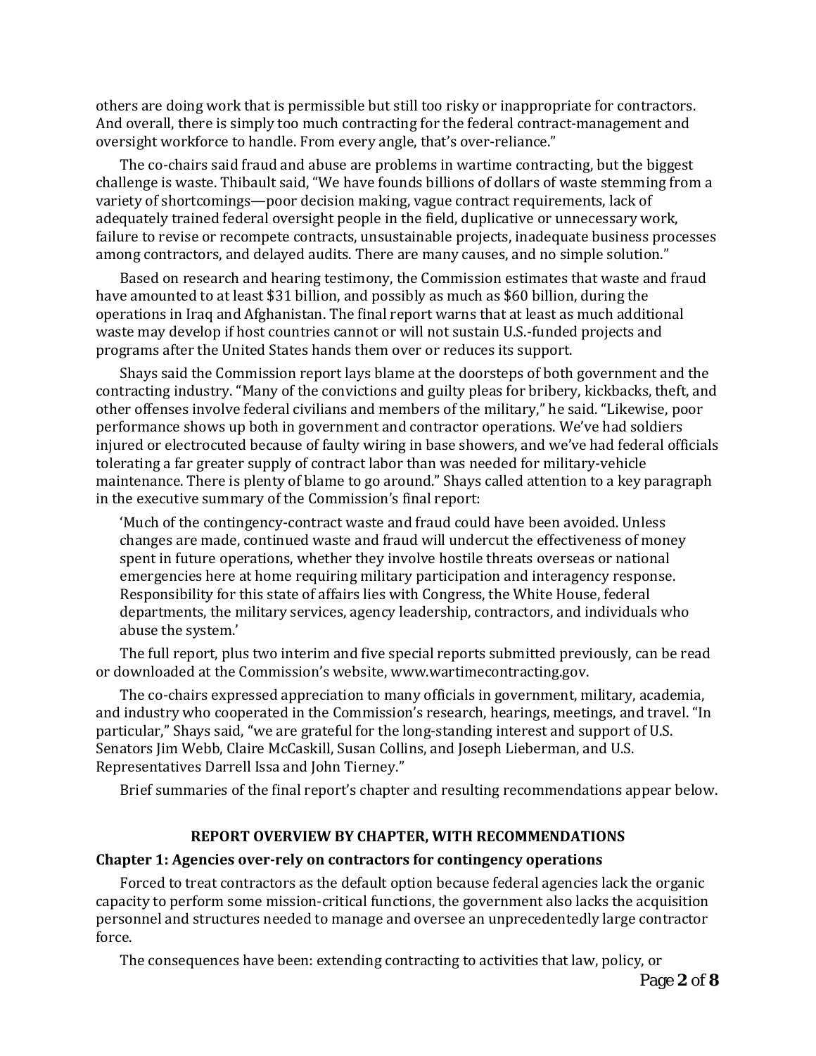others are doing work that is permissible but still too risky or inappropriate for contractors. And overall, there is simply too much contracting for the federal contract-management and oversight workforce to handle. From every angle, that's over-reliance."

The co-chairs said fraud and abuse are problems in wartime contracting, but the biggest challenge is waste. Thibault said, "We have founds billions of dollars of waste stemming from a variety of shortcomings—poor decision making, vague contract requirements, lack of adequately trained federal oversight people in the field, duplicative or unnecessary work, failure to revise or recompete contracts, unsustainable projects, inadequate business processes among contractors, and delayed audits. There are many causes, and no simple solution."

Based on research and hearing testimony, the Commission estimates that waste and fraud have amounted to at least $31 billion, and possibly as much as $60 billion, during the operations in Iraq and Afghanistan. The final report warns that at least as much additional waste may develop if host countries cannot or will not sustain U.S.-funded projects and programs after the United States hands them over or reduces its support.

Shays said the Commission report lays blame at the doorsteps of both government and the contracting industry. "Many of the convictions and guilty pleas for bribery, kickbacks, theft, and other offenses involve federal civilians and members of the military," he said. "Likewise, poor performance shows up both in government and contractor operations. We've had soldiers injured or electrocuted because of faulty wiring in base showers, and we've had federal officials tolerating a far greater supply of contract labor than was needed for military-vehicle maintenance. There is plenty of blame to go around." Shays called attention to a key paragraph in the executive summary of the Commission's final report:

> 'Much of the contingency-contract waste and fraud could have been avoided. Unless changes are made, continued waste and fraud will undercut the effectiveness of money spent in future operations, whether they involve hostile threats overseas or national emergencies here at home requiring military participation and interagency response. Responsibility for this state of affairs lies with Congress, the White House, federal departments, the military services, agency leadership, contractors, and individuals who abuse the system.'

The full report, plus two interim and five special reports submitted previously, can be read or downloaded at the Commission's website, www.wartimecontracting.gov.

The co-chairs expressed appreciation to many officials in government, military, academia, and industry who cooperated in the Commission's research, hearings, meetings, and travel. "In particular," Shays said, "we are grateful for the long-standing interest and support of U.S. Senators Jim Webb, Claire McCaskill, Susan Collins, and Joseph Lieberman, and U.S. Representatives Darrell Issa and John Tierney."

Brief summaries of the final report's chapter and resulting recommendations appear below.

## REPORT OVERVIEW BY CHAPTER, WITH RECOMMENDATIONS

### Chapter 1: Agencies over-rely on contractors for contingency operations

Forced to treat contractors as the default option because federal agencies lack the organic capacity to perform some mission-critical functions, the government also lacks the acquisition personnel and structures needed to manage and oversee an unprecedentedly large contractor force.

The consequences have been: extending contracting to activities that law, policy, or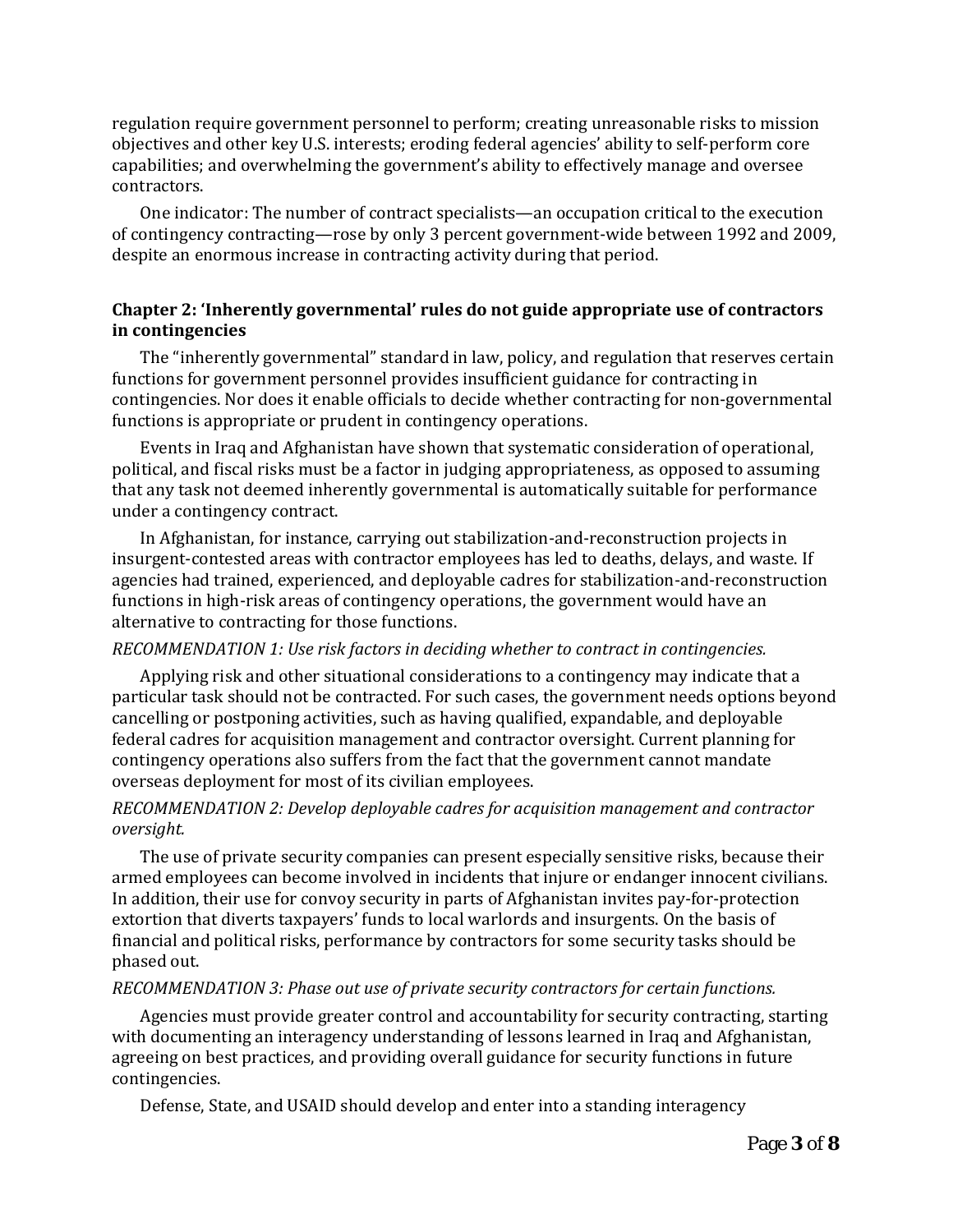regulation require government personnel to perform; creating unreasonable risks to mission objectives and other key U.S. interests; eroding federal agencies' ability to self-perform core capabilities; and overwhelming the government's ability to effectively manage and oversee contractors.

One indicator: The number of contract specialists—an occupation critical to the execution of contingency contracting—rose by only 3 percent government-wide between 1992 and 2009, despite an enormous increase in contracting activity during that period.

### Chapter 2: 'Inherently governmental' rules do not guide appropriate use of contractors in contingencies

The "inherently governmental" standard in law, policy, and regulation that reserves certain functions for government personnel provides insufficient guidance for contracting in contingencies. Nor does it enable officials to decide whether contracting for non-governmental functions is appropriate or prudent in contingency operations.

Events in Iraq and Afghanistan have shown that systematic consideration of operational, political, and fiscal risks must be a factor in judging appropriateness, as opposed to assuming that any task not deemed inherently governmental is automatically suitable for performance under a contingency contract.

In Afghanistan, for instance, carrying out stabilization-and-reconstruction projects in insurgent-contested areas with contractor employees has led to deaths, delays, and waste. If agencies had trained, experienced, and deployable cadres for stabilization-and-reconstruction functions in high-risk areas of contingency operations, the government would have an alternative to contracting for those functions.

*RECOMMENDATION 1: Use risk factors in deciding whether to contract in contingencies.*

Applying risk and other situational considerations to a contingency may indicate that a particular task should not be contracted. For such cases, the government needs options beyond cancelling or postponing activities, such as having qualified, expandable, and deployable federal cadres for acquisition management and contractor oversight. Current planning for contingency operations also suffers from the fact that the government cannot mandate overseas deployment for most of its civilian employees.

*RECOMMENDATION 2: Develop deployable cadres for acquisition management and contractor oversight.*

The use of private security companies can present especially sensitive risks, because their armed employees can become involved in incidents that injure or endanger innocent civilians. In addition, their use for convoy security in parts of Afghanistan invites pay-for-protection extortion that diverts taxpayers' funds to local warlords and insurgents. On the basis of financial and political risks, performance by contractors for some security tasks should be phased out.

*RECOMMENDATION 3: Phase out use of private security contractors for certain functions.*

Agencies must provide greater control and accountability for security contracting, starting with documenting an interagency understanding of lessons learned in Iraq and Afghanistan, agreeing on best practices, and providing overall guidance for security functions in future contingencies.

Defense, State, and USAID should develop and enter into a standing interagency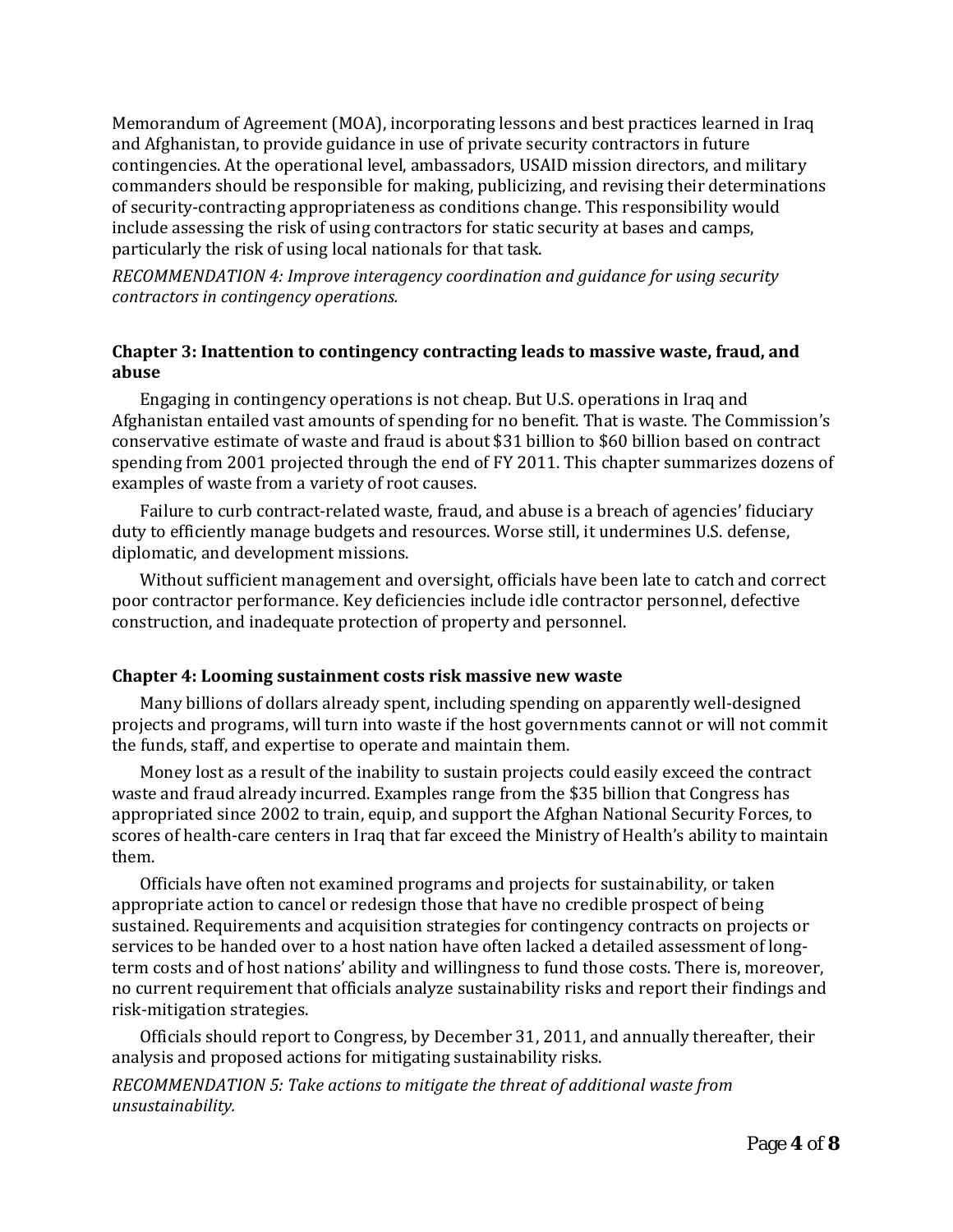Memorandum of Agreement (MOA), incorporating lessons and best practices learned in Iraq and Afghanistan, to provide guidance in use of private security contractors in future contingencies. At the operational level, ambassadors, USAID mission directors, and military commanders should be responsible for making, publicizing, and revising their determinations of security-contracting appropriateness as conditions change. This responsibility would include assessing the risk of using contractors for static security at bases and camps, particularly the risk of using local nationals for that task.

*RECOMMENDATION 4: Improve interagency coordination and guidance for using security contractors in contingency operations.*

### Chapter 3: Inattention to contingency contracting leads to massive waste, fraud, and abuse

Engaging in contingency operations is not cheap. But U.S. operations in Iraq and Afghanistan entailed vast amounts of spending for no benefit. That is waste. The Commission's conservative estimate of waste and fraud is about $31 billion to $60 billion based on contract spending from 2001 projected through the end of FY 2011. This chapter summarizes dozens of examples of waste from a variety of root causes.

Failure to curb contract-related waste, fraud, and abuse is a breach of agencies' fiduciary duty to efficiently manage budgets and resources. Worse still, it undermines U.S. defense, diplomatic, and development missions.

Without sufficient management and oversight, officials have been late to catch and correct poor contractor performance. Key deficiencies include idle contractor personnel, defective construction, and inadequate protection of property and personnel.

### Chapter 4: Looming sustainment costs risk massive new waste

Many billions of dollars already spent, including spending on apparently well-designed projects and programs, will turn into waste if the host governments cannot or will not commit the funds, staff, and expertise to operate and maintain them.

Money lost as a result of the inability to sustain projects could easily exceed the contract waste and fraud already incurred. Examples range from the $35 billion that Congress has appropriated since 2002 to train, equip, and support the Afghan National Security Forces, to scores of health-care centers in Iraq that far exceed the Ministry of Health's ability to maintain them.

Officials have often not examined programs and projects for sustainability, or taken appropriate action to cancel or redesign those that have no credible prospect of being sustained. Requirements and acquisition strategies for contingency contracts on projects or services to be handed over to a host nation have often lacked a detailed assessment of long-term costs and of host nations' ability and willingness to fund those costs. There is, moreover, no current requirement that officials analyze sustainability risks and report their findings and risk-mitigation strategies.

Officials should report to Congress, by December 31, 2011, and annually thereafter, their analysis and proposed actions for mitigating sustainability risks.

*RECOMMENDATION 5: Take actions to mitigate the threat of additional waste from unsustainability.*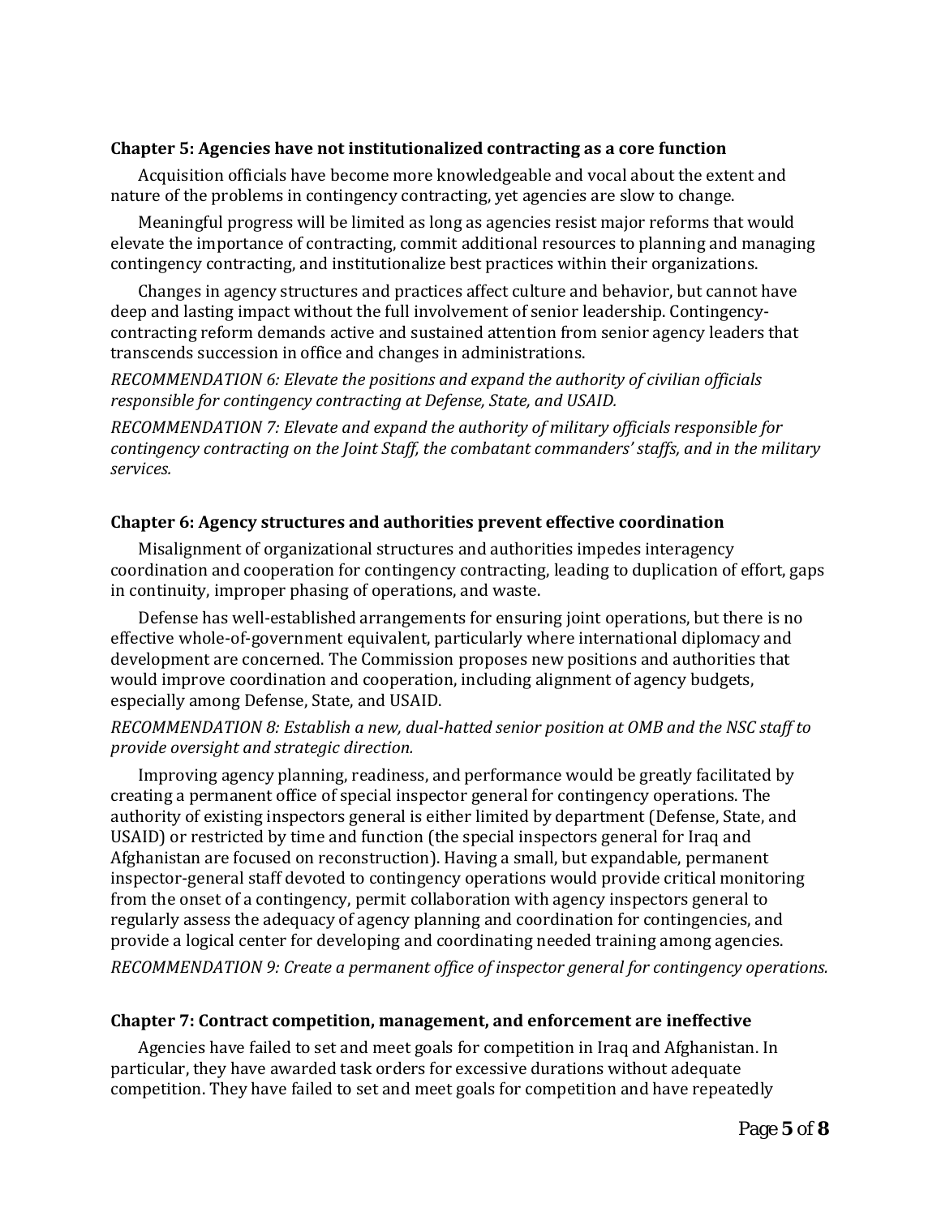### Chapter 5: Agencies have not institutionalized contracting as a core function

Acquisition officials have become more knowledgeable and vocal about the extent and nature of the problems in contingency contracting, yet agencies are slow to change.

Meaningful progress will be limited as long as agencies resist major reforms that would elevate the importance of contracting, commit additional resources to planning and managing contingency contracting, and institutionalize best practices within their organizations.

Changes in agency structures and practices affect culture and behavior, but cannot have deep and lasting impact without the full involvement of senior leadership. Contingency-contracting reform demands active and sustained attention from senior agency leaders that transcends succession in office and changes in administrations.

*RECOMMENDATION 6: Elevate the positions and expand the authority of civilian officials responsible for contingency contracting at Defense, State, and USAID.*

*RECOMMENDATION 7: Elevate and expand the authority of military officials responsible for contingency contracting on the Joint Staff, the combatant commanders' staffs, and in the military services.*

### Chapter 6: Agency structures and authorities prevent effective coordination

Misalignment of organizational structures and authorities impedes interagency coordination and cooperation for contingency contracting, leading to duplication of effort, gaps in continuity, improper phasing of operations, and waste.

Defense has well-established arrangements for ensuring joint operations, but there is no effective whole-of-government equivalent, particularly where international diplomacy and development are concerned. The Commission proposes new positions and authorities that would improve coordination and cooperation, including alignment of agency budgets, especially among Defense, State, and USAID.

*RECOMMENDATION 8: Establish a new, dual-hatted senior position at OMB and the NSC staff to provide oversight and strategic direction.*

Improving agency planning, readiness, and performance would be greatly facilitated by creating a permanent office of special inspector general for contingency operations. The authority of existing inspectors general is either limited by department (Defense, State, and USAID) or restricted by time and function (the special inspectors general for Iraq and Afghanistan are focused on reconstruction). Having a small, but expandable, permanent inspector-general staff devoted to contingency operations would provide critical monitoring from the onset of a contingency, permit collaboration with agency inspectors general to regularly assess the adequacy of agency planning and coordination for contingencies, and provide a logical center for developing and coordinating needed training among agencies.

*RECOMMENDATION 9: Create a permanent office of inspector general for contingency operations.*

### Chapter 7: Contract competition, management, and enforcement are ineffective

Agencies have failed to set and meet goals for competition in Iraq and Afghanistan. In particular, they have awarded task orders for excessive durations without adequate competition. They have failed to set and meet goals for competition and have repeatedly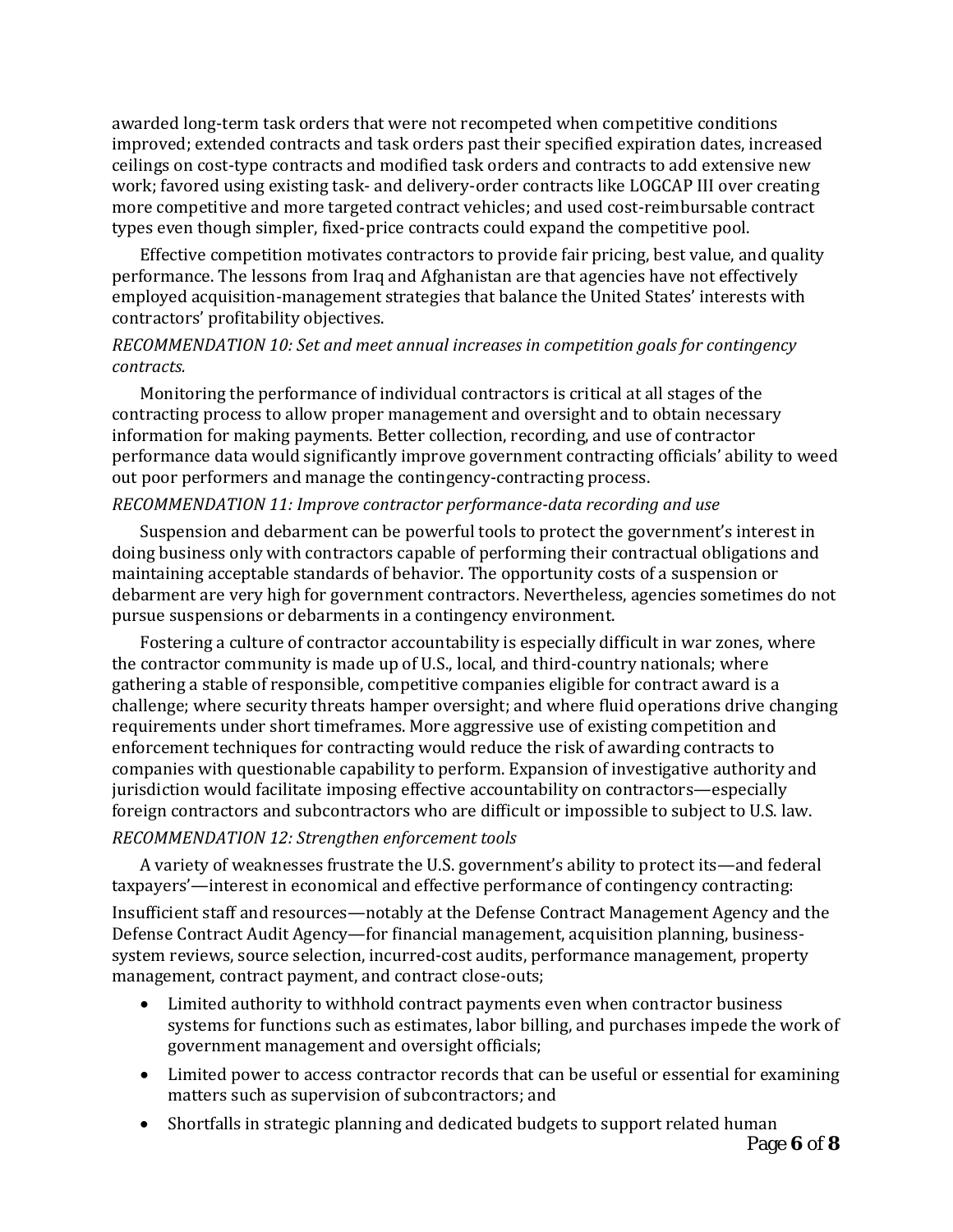awarded long-term task orders that were not recompeted when competitive conditions improved; extended contracts and task orders past their specified expiration dates, increased ceilings on cost-type contracts and modified task orders and contracts to add extensive new work; favored using existing task- and delivery-order contracts like LOGCAP III over creating more competitive and more targeted contract vehicles; and used cost-reimbursable contract types even though simpler, fixed-price contracts could expand the competitive pool.

Effective competition motivates contractors to provide fair pricing, best value, and quality performance. The lessons from Iraq and Afghanistan are that agencies have not effectively employed acquisition-management strategies that balance the United States' interests with contractors' profitability objectives.

*RECOMMENDATION 10: Set and meet annual increases in competition goals for contingency contracts.*

Monitoring the performance of individual contractors is critical at all stages of the contracting process to allow proper management and oversight and to obtain necessary information for making payments. Better collection, recording, and use of contractor performance data would significantly improve government contracting officials' ability to weed out poor performers and manage the contingency-contracting process.

*RECOMMENDATION 11: Improve contractor performance-data recording and use*

Suspension and debarment can be powerful tools to protect the government's interest in doing business only with contractors capable of performing their contractual obligations and maintaining acceptable standards of behavior. The opportunity costs of a suspension or debarment are very high for government contractors. Nevertheless, agencies sometimes do not pursue suspensions or debarments in a contingency environment.

Fostering a culture of contractor accountability is especially difficult in war zones, where the contractor community is made up of U.S., local, and third-country nationals; where gathering a stable of responsible, competitive companies eligible for contract award is a challenge; where security threats hamper oversight; and where fluid operations drive changing requirements under short timeframes. More aggressive use of existing competition and enforcement techniques for contracting would reduce the risk of awarding contracts to companies with questionable capability to perform. Expansion of investigative authority and jurisdiction would facilitate imposing effective accountability on contractors—especially foreign contractors and subcontractors who are difficult or impossible to subject to U.S. law.

*RECOMMENDATION 12: Strengthen enforcement tools*

A variety of weaknesses frustrate the U.S. government's ability to protect its—and federal taxpayers'—interest in economical and effective performance of contingency contracting:

Insufficient staff and resources—notably at the Defense Contract Management Agency and the Defense Contract Audit Agency—for financial management, acquisition planning, business-system reviews, source selection, incurred-cost audits, performance management, property management, contract payment, and contract close-outs;

- Limited authority to withhold contract payments even when contractor business systems for functions such as estimates, labor billing, and purchases impede the work of government management and oversight officials;
- Limited power to access contractor records that can be useful or essential for examining matters such as supervision of subcontractors; and
- Shortfalls in strategic planning and dedicated budgets to support related human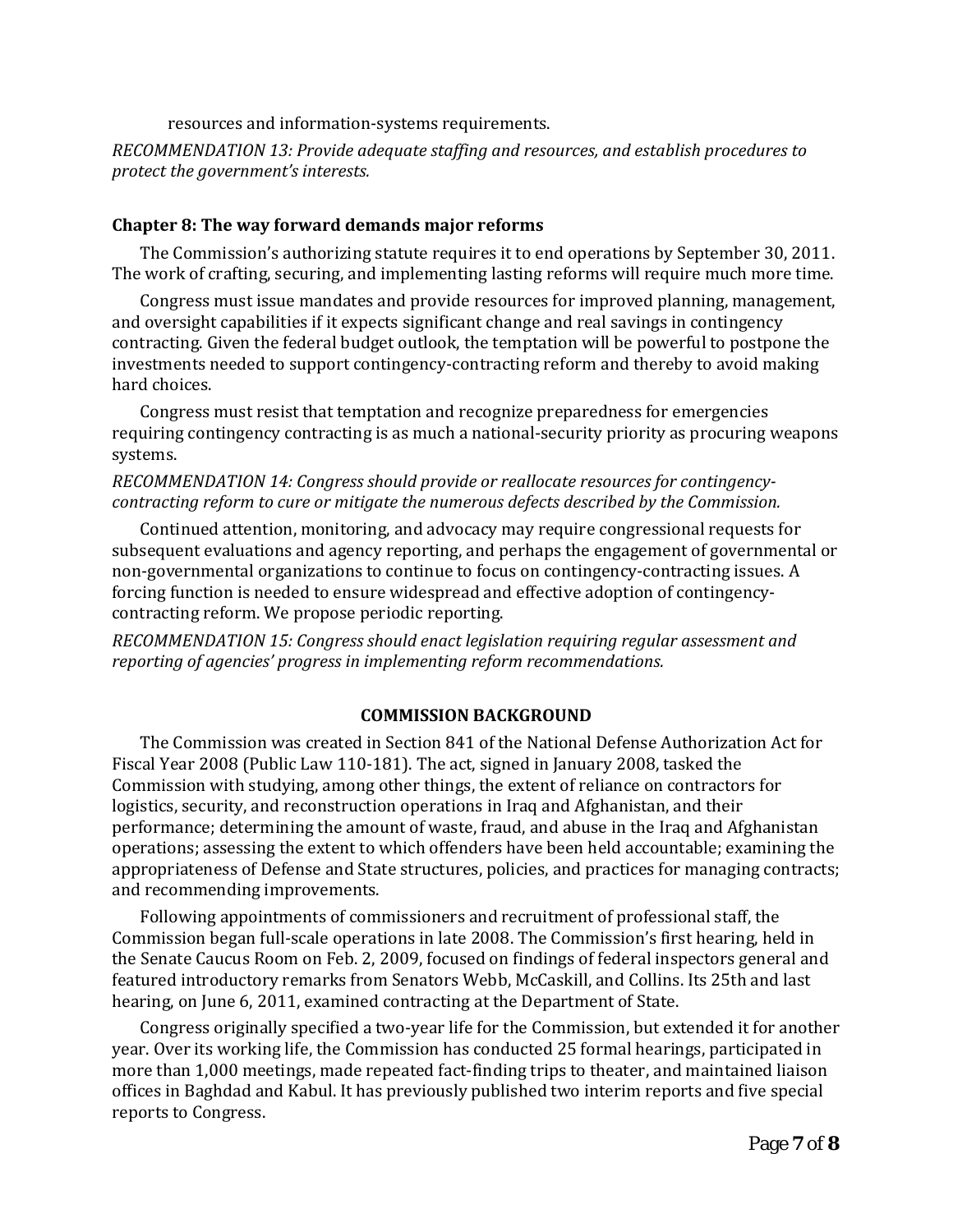resources and information-systems requirements.

*RECOMMENDATION 13: Provide adequate staffing and resources, and establish procedures to protect the government's interests.*

### Chapter 8: The way forward demands major reforms

The Commission's authorizing statute requires it to end operations by September 30, 2011. The work of crafting, securing, and implementing lasting reforms will require much more time.

Congress must issue mandates and provide resources for improved planning, management, and oversight capabilities if it expects significant change and real savings in contingency contracting. Given the federal budget outlook, the temptation will be powerful to postpone the investments needed to support contingency-contracting reform and thereby to avoid making hard choices.

Congress must resist that temptation and recognize preparedness for emergencies requiring contingency contracting is as much a national-security priority as procuring weapons systems.

*RECOMMENDATION 14: Congress should provide or reallocate resources for contingency-contracting reform to cure or mitigate the numerous defects described by the Commission.*

Continued attention, monitoring, and advocacy may require congressional requests for subsequent evaluations and agency reporting, and perhaps the engagement of governmental or non-governmental organizations to continue to focus on contingency-contracting issues. A forcing function is needed to ensure widespread and effective adoption of contingency-contracting reform. We propose periodic reporting.

*RECOMMENDATION 15: Congress should enact legislation requiring regular assessment and reporting of agencies' progress in implementing reform recommendations.*

## COMMISSION BACKGROUND

The Commission was created in Section 841 of the National Defense Authorization Act for Fiscal Year 2008 (Public Law 110-181). The act, signed in January 2008, tasked the Commission with studying, among other things, the extent of reliance on contractors for logistics, security, and reconstruction operations in Iraq and Afghanistan, and their performance; determining the amount of waste, fraud, and abuse in the Iraq and Afghanistan operations; assessing the extent to which offenders have been held accountable; examining the appropriateness of Defense and State structures, policies, and practices for managing contracts; and recommending improvements.

Following appointments of commissioners and recruitment of professional staff, the Commission began full-scale operations in late 2008. The Commission's first hearing, held in the Senate Caucus Room on Feb. 2, 2009, focused on findings of federal inspectors general and featured introductory remarks from Senators Webb, McCaskill, and Collins. Its 25th and last hearing, on June 6, 2011, examined contracting at the Department of State.

Congress originally specified a two-year life for the Commission, but extended it for another year. Over its working life, the Commission has conducted 25 formal hearings, participated in more than 1,000 meetings, made repeated fact-finding trips to theater, and maintained liaison offices in Baghdad and Kabul. It has previously published two interim reports and five special reports to Congress.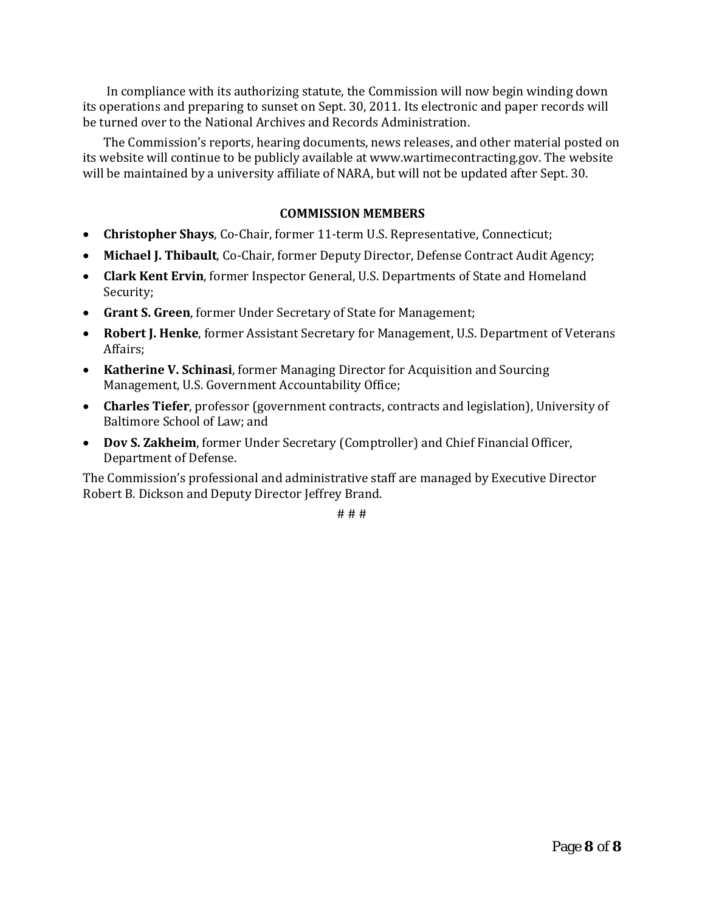In compliance with its authorizing statute, the Commission will now begin winding down its operations and preparing to sunset on Sept. 30, 2011. Its electronic and paper records will be turned over to the National Archives and Records Administration.

The Commission's reports, hearing documents, news releases, and other material posted on its website will continue to be publicly available at www.wartimecontracting.gov. The website will be maintained by a university affiliate of NARA, but will not be updated after Sept. 30.

**COMMISSION MEMBERS**

- **Christopher Shays**, Co-Chair, former 11-term U.S. Representative, Connecticut;
- **Michael J. Thibault**, Co-Chair, former Deputy Director, Defense Contract Audit Agency;
- **Clark Kent Ervin**, former Inspector General, U.S. Departments of State and Homeland Security;
- **Grant S. Green**, former Under Secretary of State for Management;
- **Robert J. Henke**, former Assistant Secretary for Management, U.S. Department of Veterans Affairs;
- **Katherine V. Schinasi**, former Managing Director for Acquisition and Sourcing Management, U.S. Government Accountability Office;
- **Charles Tiefer**, professor (government contracts, contracts and legislation), University of Baltimore School of Law; and
- **Dov S. Zakheim**, former Under Secretary (Comptroller) and Chief Financial Officer, Department of Defense.

The Commission's professional and administrative staff are managed by Executive Director Robert B. Dickson and Deputy Director Jeffrey Brand.

# # #